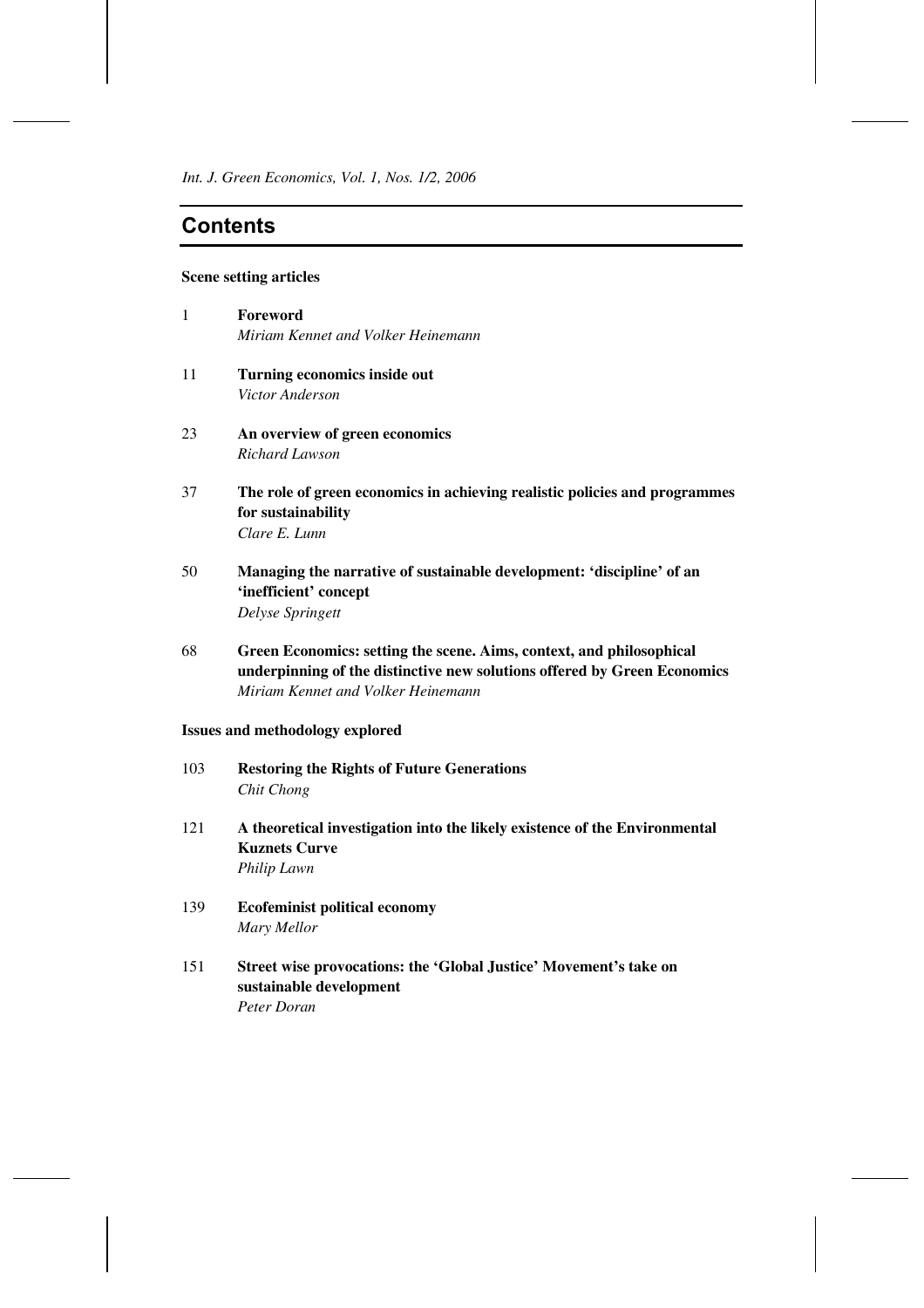# Contents

**Scene setting articles**

1 **Foreword**
*Miriam Kennet and Volker Heinemann*

11 **Turning economics inside out**
*Victor Anderson*

23 **An overview of green economics**
*Richard Lawson*

37 **The role of green economics in achieving realistic policies and programmes for sustainability**
*Clare E. Lunn*

50 **Managing the narrative of sustainable development: 'discipline' of an 'inefficient' concept**
*Delyse Springett*

68 **Green Economics: setting the scene. Aims, context, and philosophical underpinning of the distinctive new solutions offered by Green Economics**
*Miriam Kennet and Volker Heinemann*

**Issues and methodology explored**

103 **Restoring the Rights of Future Generations**
*Chit Chong*

121 **A theoretical investigation into the likely existence of the Environmental Kuznets Curve**
*Philip Lawn*

139 **Ecofeminist political economy**
*Mary Mellor*

151 **Street wise provocations: the 'Global Justice' Movement's take on sustainable development**
*Peter Doran*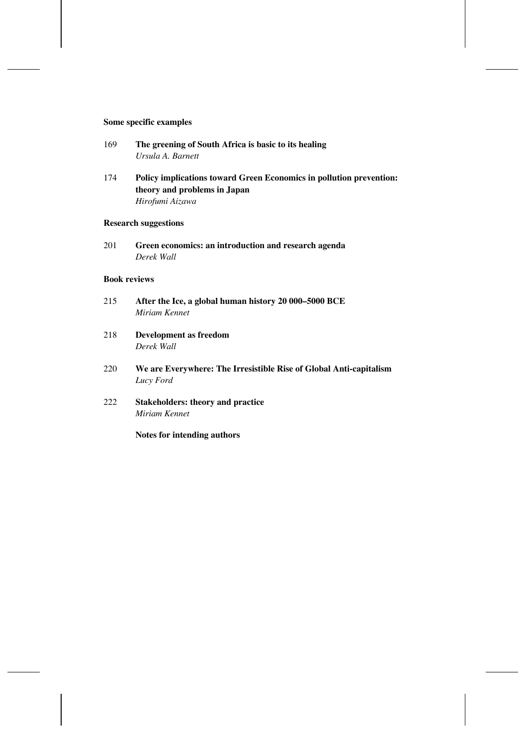**Some specific examples**

169 **The greening of South Africa is basic to its healing**
*Ursula A. Barnett*

174 **Policy implications toward Green Economics in pollution prevention: theory and problems in Japan**
*Hirofumi Aizawa*

**Research suggestions**

201 **Green economics: an introduction and research agenda**
*Derek Wall*

**Book reviews**

215 **After the Ice, a global human history 20 000–5000 BCE**
*Miriam Kennet*

218 **Development as freedom**
*Derek Wall*

220 **We are Everywhere: The Irresistible Rise of Global Anti-capitalism**
*Lucy Ford*

222 **Stakeholders: theory and practice**
*Miriam Kennet*

**Notes for intending authors**